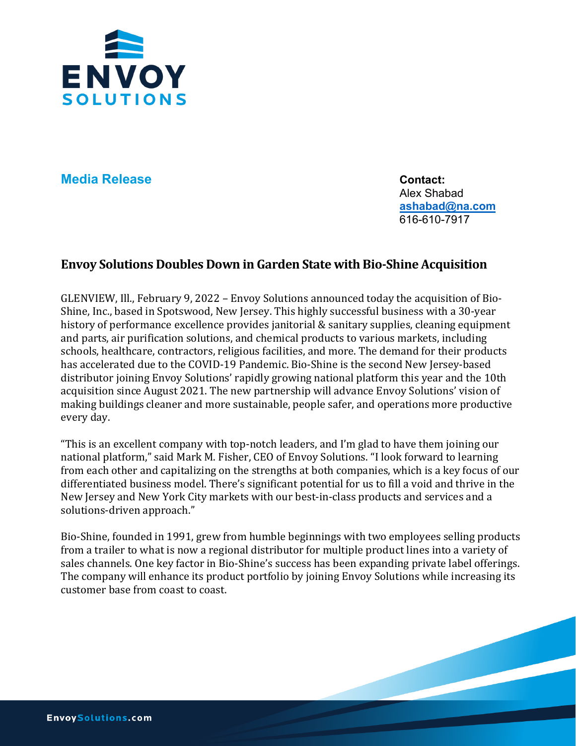**Media Release**

**Contact:**
Alex Shabad
**ashabad@na.com**
616-610-7917

## Envoy Solutions Doubles Down in Garden State with Bio-Shine Acquisition

GLENVIEW, Ill., February 9, 2022 – Envoy Solutions announced today the acquisition of Bio-Shine, Inc., based in Spotswood, New Jersey. This highly successful business with a 30-year history of performance excellence provides janitorial & sanitary supplies, cleaning equipment and parts, air purification solutions, and chemical products to various markets, including schools, healthcare, contractors, religious facilities, and more. The demand for their products has accelerated due to the COVID-19 Pandemic. Bio-Shine is the second New Jersey-based distributor joining Envoy Solutions' rapidly growing national platform this year and the 10th acquisition since August 2021. The new partnership will advance Envoy Solutions' vision of making buildings cleaner and more sustainable, people safer, and operations more productive every day.

"This is an excellent company with top-notch leaders, and I'm glad to have them joining our national platform," said Mark M. Fisher, CEO of Envoy Solutions. "I look forward to learning from each other and capitalizing on the strengths at both companies, which is a key focus of our differentiated business model. There's significant potential for us to fill a void and thrive in the New Jersey and New York City markets with our best-in-class products and services and a solutions-driven approach."

Bio-Shine, founded in 1991, grew from humble beginnings with two employees selling products from a trailer to what is now a regional distributor for multiple product lines into a variety of sales channels. One key factor in Bio-Shine's success has been expanding private label offerings. The company will enhance its product portfolio by joining Envoy Solutions while increasing its customer base from coast to coast.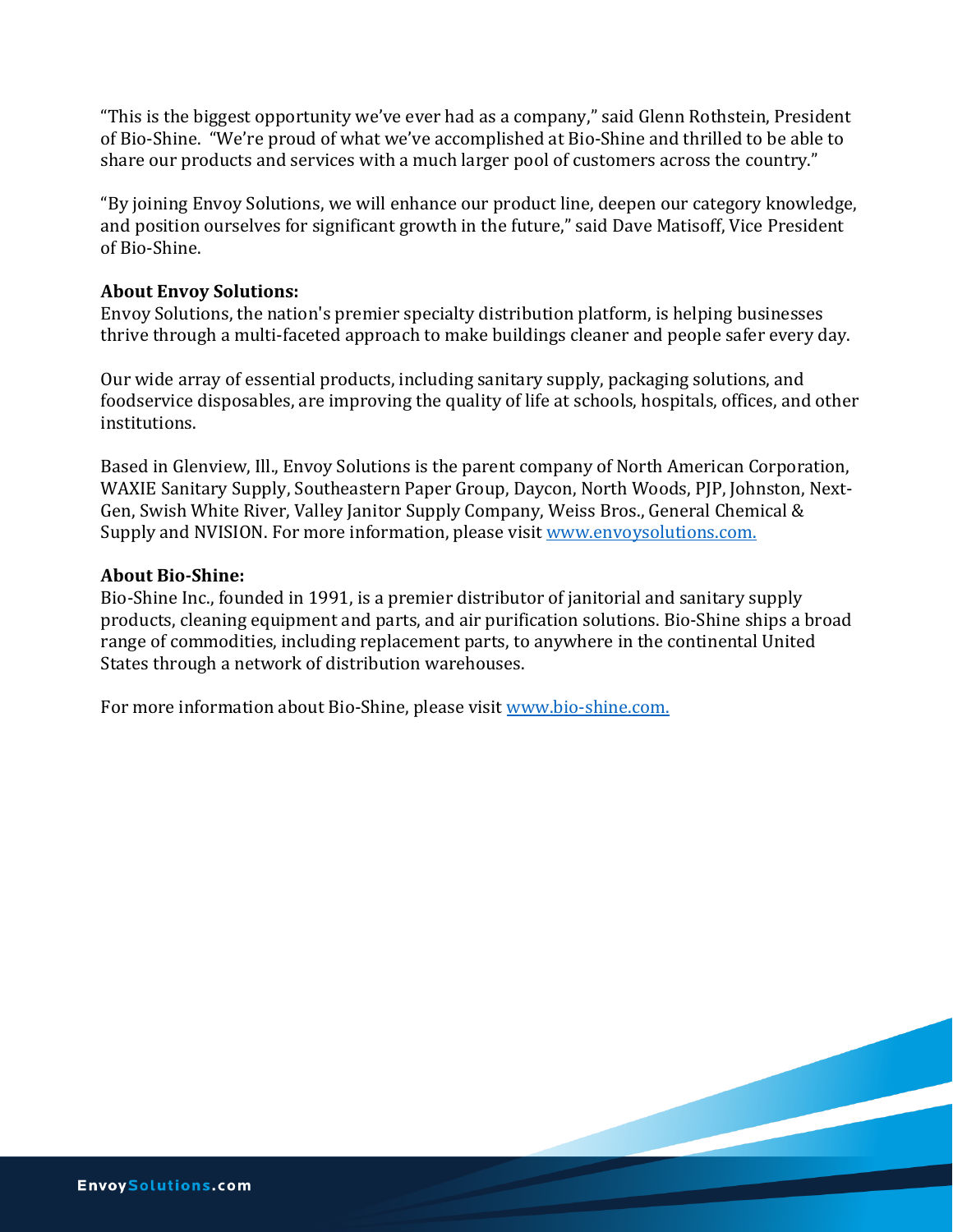"This is the biggest opportunity we've ever had as a company," said Glenn Rothstein, President of Bio-Shine. "We're proud of what we've accomplished at Bio-Shine and thrilled to be able to share our products and services with a much larger pool of customers across the country."

"By joining Envoy Solutions, we will enhance our product line, deepen our category knowledge, and position ourselves for significant growth in the future," said Dave Matisoff, Vice President of Bio-Shine.

**About Envoy Solutions:**

Envoy Solutions, the nation's premier specialty distribution platform, is helping businesses thrive through a multi-faceted approach to make buildings cleaner and people safer every day.

Our wide array of essential products, including sanitary supply, packaging solutions, and foodservice disposables, are improving the quality of life at schools, hospitals, offices, and other institutions.

Based in Glenview, Ill., Envoy Solutions is the parent company of North American Corporation, WAXIE Sanitary Supply, Southeastern Paper Group, Daycon, North Woods, PJP, Johnston, Next-Gen, Swish White River, Valley Janitor Supply Company, Weiss Bros., General Chemical & Supply and NVISION. For more information, please visit [www.envoysolutions.com.](http://www.envoysolutions.com)

**About Bio-Shine:**

Bio-Shine Inc., founded in 1991, is a premier distributor of janitorial and sanitary supply products, cleaning equipment and parts, and air purification solutions. Bio-Shine ships a broad range of commodities, including replacement parts, to anywhere in the continental United States through a network of distribution warehouses.

For more information about Bio-Shine, please visit [www.bio-shine.com.](http://www.bio-shine.com)